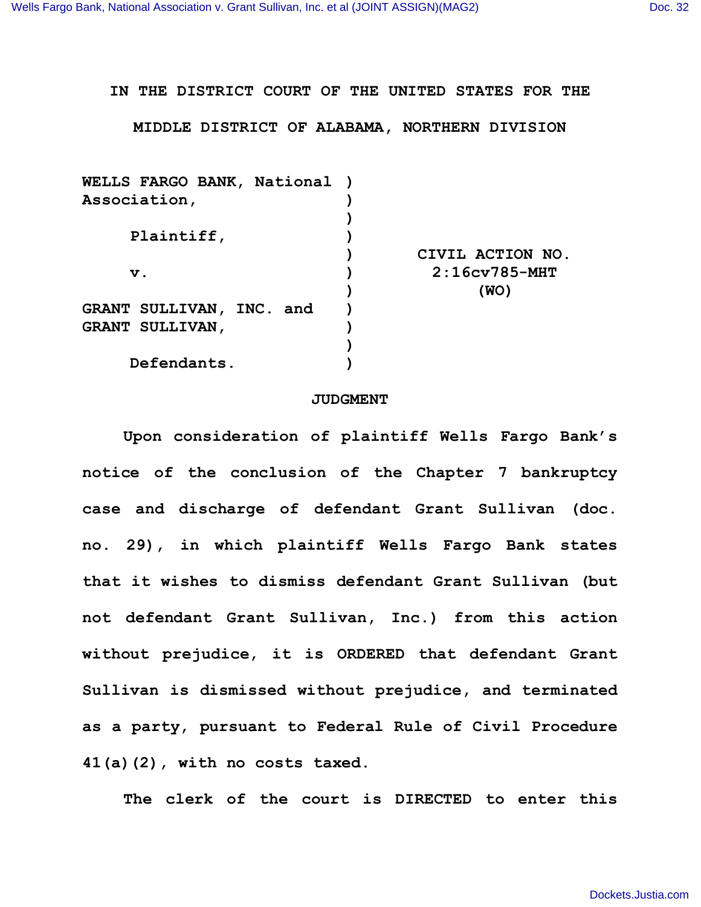**IN THE DISTRICT COURT OF THE UNITED STATES FOR THE**

**MIDDLE DISTRICT OF ALABAMA, NORTHERN DIVISION**

| | | |
|---|---|---|
| **WELLS FARGO BANK, National Association,** | ) | |
| | ) | |
| **Plaintiff,** | ) | |
| | ) | **CIVIL ACTION NO.** |
| **v.** | ) | **2:16cv785-MHT** |
| | ) | **(WO)** |
| **GRANT SULLIVAN, INC. and GRANT SULLIVAN,** | ) | |
| | ) | |
| **Defendants.** | ) | |

**JUDGMENT**

**Upon consideration of plaintiff Wells Fargo Bank's notice of the conclusion of the Chapter 7 bankruptcy case and discharge of defendant Grant Sullivan (doc. no. 29), in which plaintiff Wells Fargo Bank states that it wishes to dismiss defendant Grant Sullivan (but not defendant Grant Sullivan, Inc.) from this action without prejudice, it is ORDERED that defendant Grant Sullivan is dismissed without prejudice, and terminated as a party, pursuant to Federal Rule of Civil Procedure 41(a)(2), with no costs taxed.**

**The clerk of the court is DIRECTED to enter this**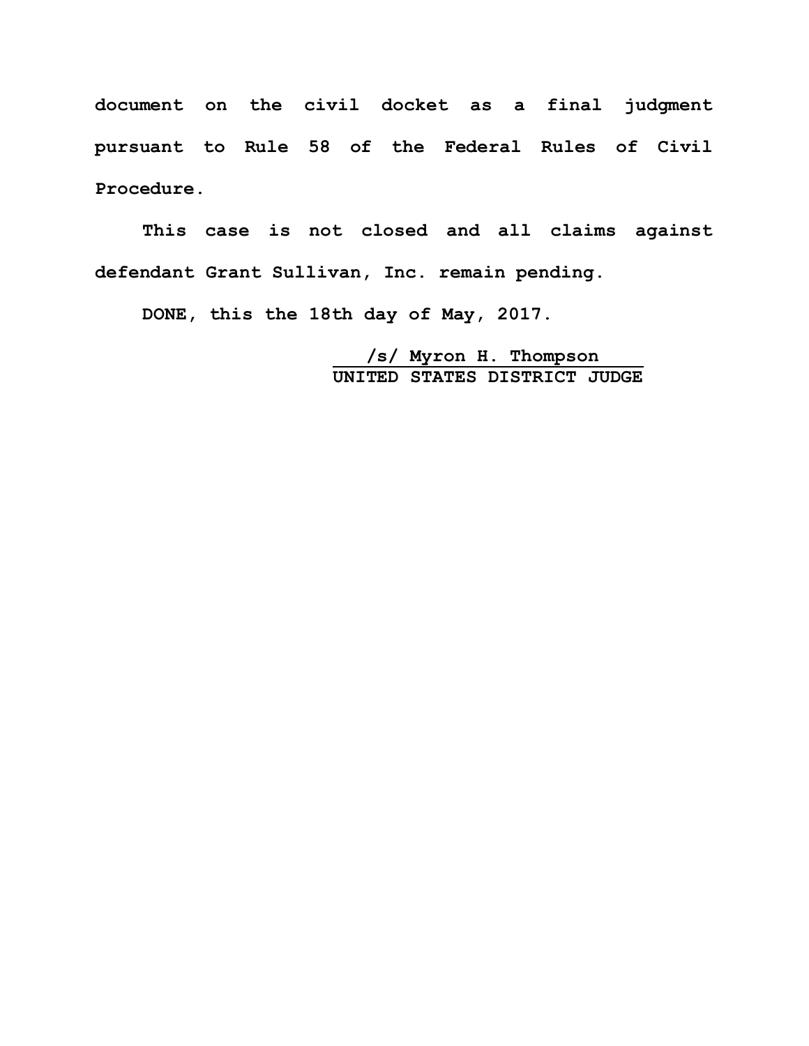document on the civil docket as a final judgment pursuant to Rule 58 of the Federal Rules of Civil Procedure.

This case is not closed and all claims against defendant Grant Sullivan, Inc. remain pending.

DONE, this the 18th day of May, 2017.

/s/ Myron H. Thompson
UNITED STATES DISTRICT JUDGE